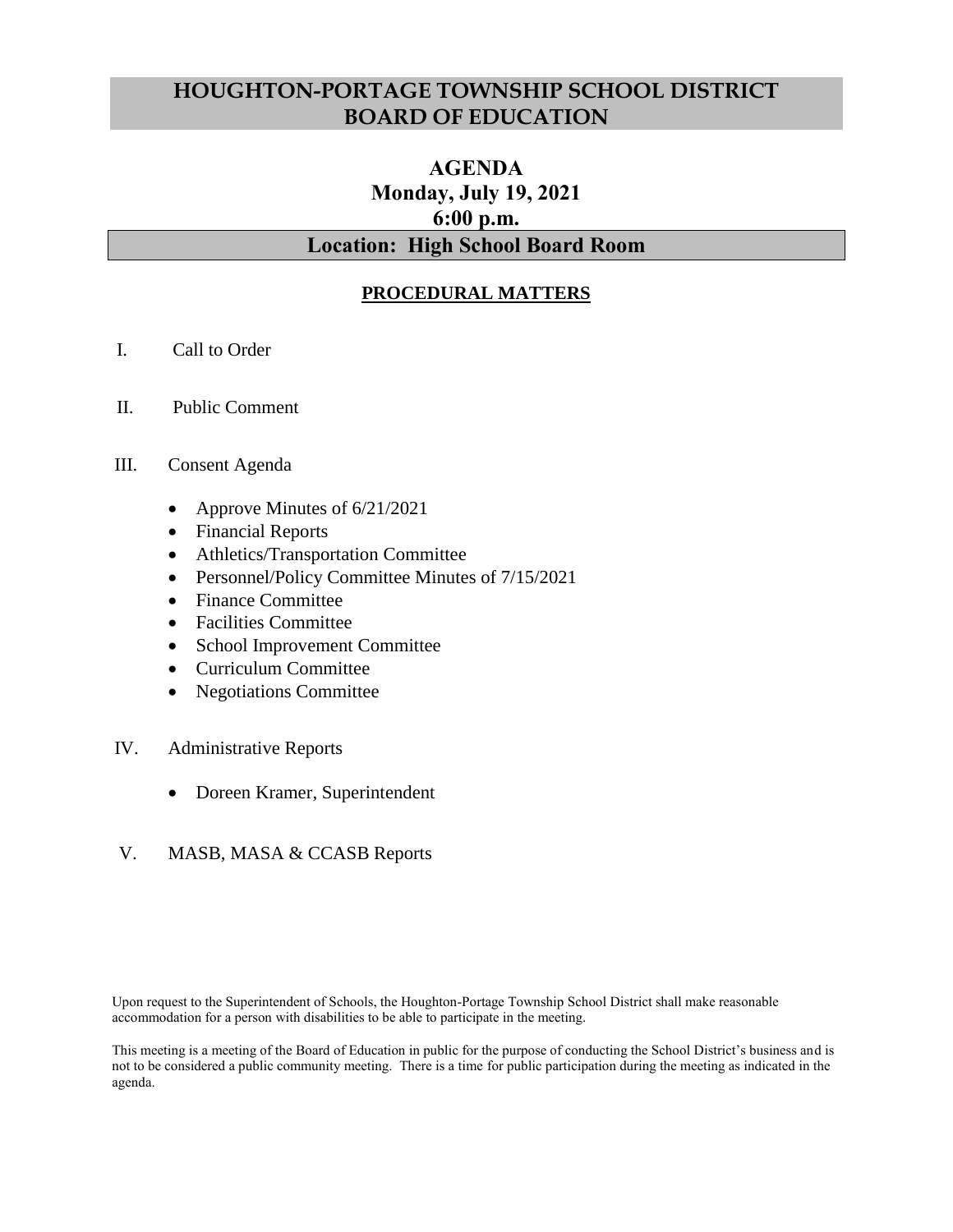# HOUGHTON-PORTAGE TOWNSHIP SCHOOL DISTRICT BOARD OF EDUCATION

## AGENDA
## Monday, July 19, 2021
## 6:00 p.m.
## Location: High School Board Room

### PROCEDURAL MATTERS

I. Call to Order

II. Public Comment

III. Consent Agenda

- Approve Minutes of 6/21/2021
- Financial Reports
- Athletics/Transportation Committee
- Personnel/Policy Committee Minutes of 7/15/2021
- Finance Committee
- Facilities Committee
- School Improvement Committee
- Curriculum Committee
- Negotiations Committee

IV. Administrative Reports

- Doreen Kramer, Superintendent

V. MASB, MASA & CCASB Reports

Upon request to the Superintendent of Schools, the Houghton-Portage Township School District shall make reasonable accommodation for a person with disabilities to be able to participate in the meeting.

This meeting is a meeting of the Board of Education in public for the purpose of conducting the School District's business and is not to be considered a public community meeting. There is a time for public participation during the meeting as indicated in the agenda.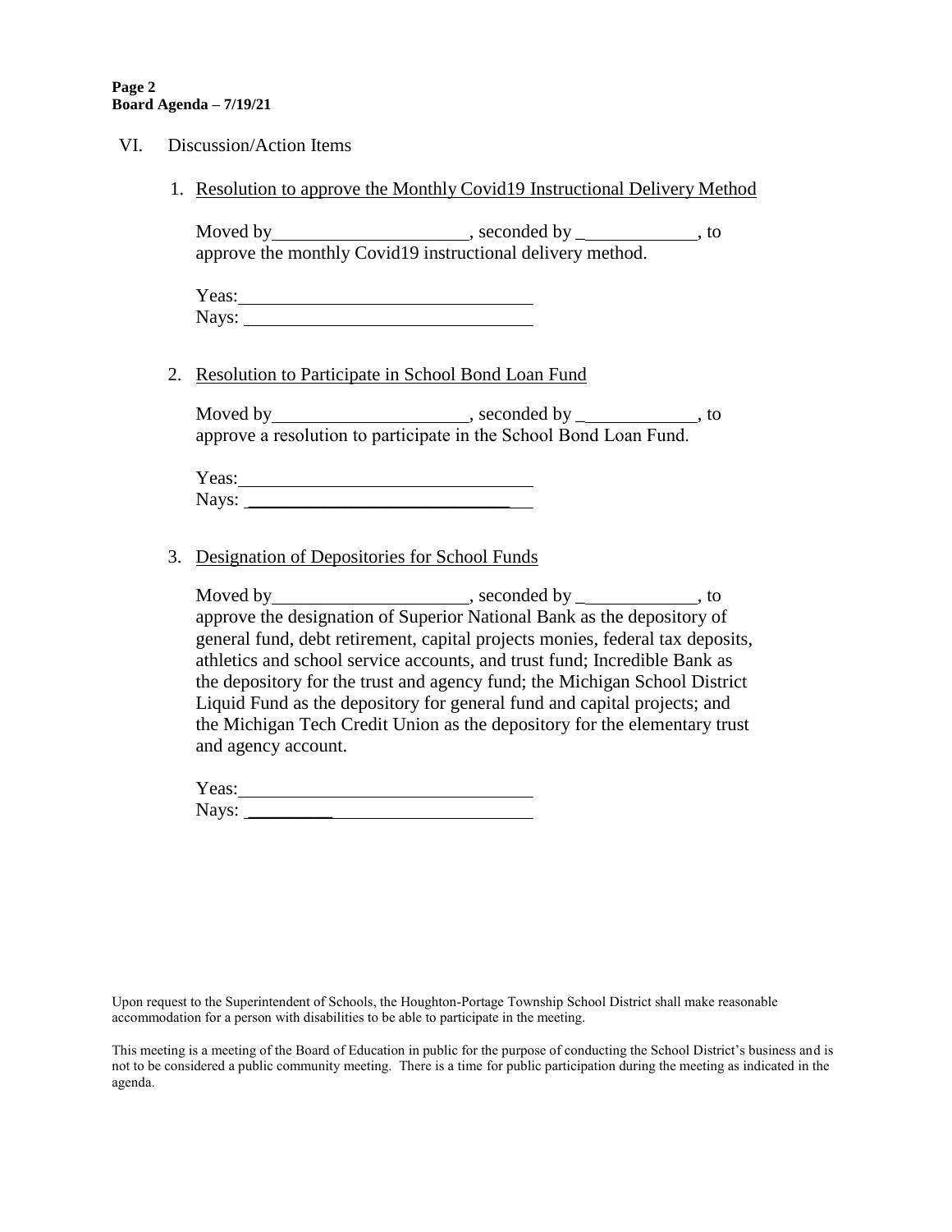## VI. Discussion/Action Items

1. Resolution to approve the Monthly Covid19 Instructional Delivery Method

   Moved by\_\_\_\_\_\_\_\_\_\_\_\_\_\_\_\_\_\_\_\_, seconded by \_\_\_\_\_\_\_\_\_\_\_\_\_, to approve the monthly Covid19 instructional delivery method.

   Yeas:\_\_\_\_\_\_\_\_\_\_\_\_\_\_\_\_\_\_\_\_\_\_\_\_\_\_\_\_\_\_\_\_
   Nays: \_\_\_\_\_\_\_\_\_\_\_\_\_\_\_\_\_\_\_\_\_\_\_\_\_\_\_\_\_\_\_

2. Resolution to Participate in School Bond Loan Fund

   Moved by\_\_\_\_\_\_\_\_\_\_\_\_\_\_\_\_\_\_\_\_, seconded by \_\_\_\_\_\_\_\_\_\_\_\_\_, to approve a resolution to participate in the School Bond Loan Fund.

   Yeas:\_\_\_\_\_\_\_\_\_\_\_\_\_\_\_\_\_\_\_\_\_\_\_\_\_\_\_\_\_\_\_\_
   Nays: \_\_\_\_\_\_\_\_\_\_\_\_\_\_\_\_\_\_\_\_\_\_\_\_\_\_\_\_\_\_\_

3. Designation of Depositories for School Funds

   Moved by\_\_\_\_\_\_\_\_\_\_\_\_\_\_\_\_\_\_\_\_, seconded by \_\_\_\_\_\_\_\_\_\_\_\_\_, to approve the designation of Superior National Bank as the depository of general fund, debt retirement, capital projects monies, federal tax deposits, athletics and school service accounts, and trust fund; Incredible Bank as the depository for the trust and agency fund; the Michigan School District Liquid Fund as the depository for general fund and capital projects; and the Michigan Tech Credit Union as the depository for the elementary trust and agency account.

   Yeas:\_\_\_\_\_\_\_\_\_\_\_\_\_\_\_\_\_\_\_\_\_\_\_\_\_\_\_\_\_\_\_\_
   Nays: \_\_\_\_\_\_\_\_\_\_\_\_\_\_\_\_\_\_\_\_\_\_\_\_\_\_\_\_\_\_\_

Upon request to the Superintendent of Schools, the Houghton-Portage Township School District shall make reasonable accommodation for a person with disabilities to be able to participate in the meeting.

This meeting is a meeting of the Board of Education in public for the purpose of conducting the School District's business and is not to be considered a public community meeting. There is a time for public participation during the meeting as indicated in the agenda.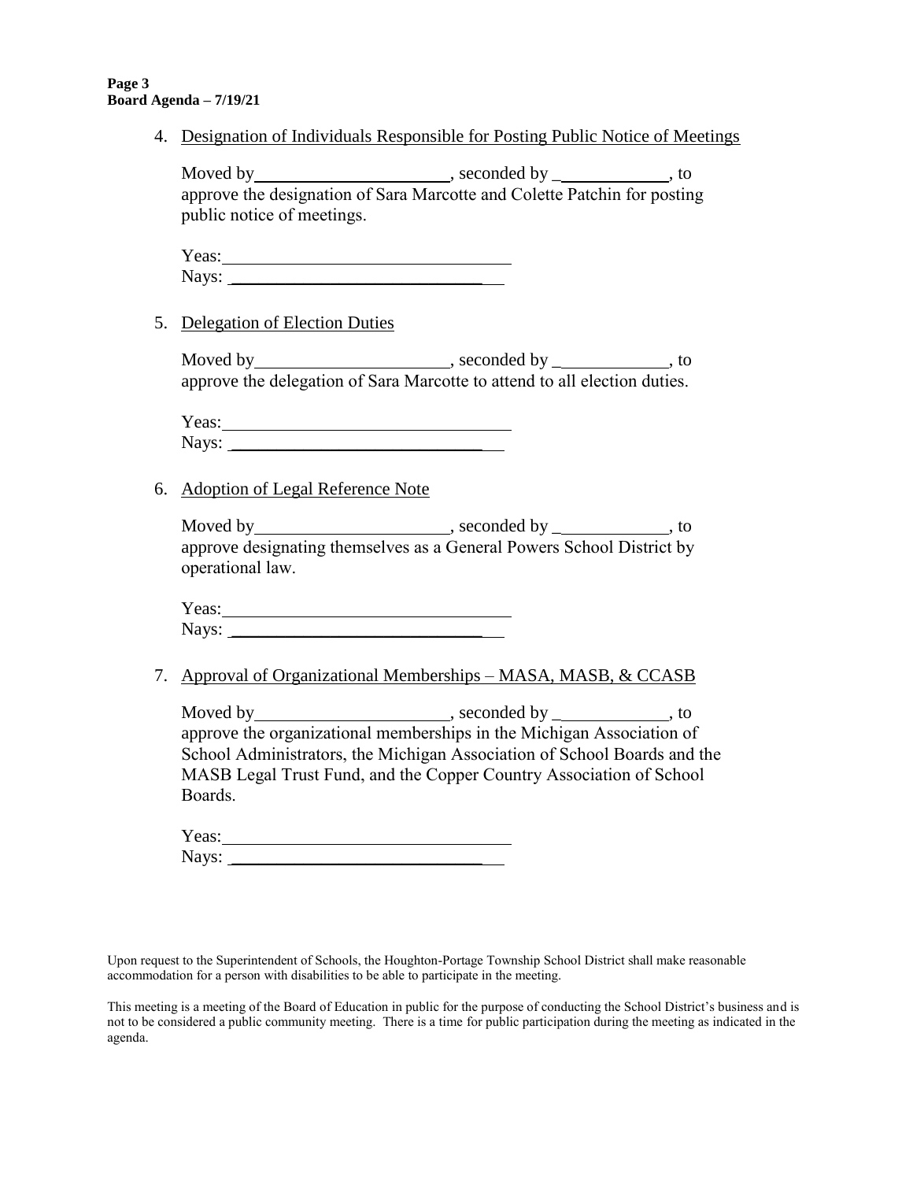4. Designation of Individuals Responsible for Posting Public Notice of Meetings

   Moved by______________________, seconded by _____________, to approve the designation of Sara Marcotte and Colette Patchin for posting public notice of meetings.

   Yeas:________________________________
   Nays: ________________________________

5. Delegation of Election Duties

   Moved by______________________, seconded by _____________, to approve the delegation of Sara Marcotte to attend to all election duties.

   Yeas:________________________________
   Nays: ________________________________

6. Adoption of Legal Reference Note

   Moved by______________________, seconded by _____________, to approve designating themselves as a General Powers School District by operational law.

   Yeas:________________________________
   Nays: ________________________________

7. Approval of Organizational Memberships – MASA, MASB, & CCASB

   Moved by______________________, seconded by _____________, to approve the organizational memberships in the Michigan Association of School Administrators, the Michigan Association of School Boards and the MASB Legal Trust Fund, and the Copper Country Association of School Boards.

   Yeas:________________________________
   Nays: ________________________________

Upon request to the Superintendent of Schools, the Houghton-Portage Township School District shall make reasonable accommodation for a person with disabilities to be able to participate in the meeting.

This meeting is a meeting of the Board of Education in public for the purpose of conducting the School District's business and is not to be considered a public community meeting. There is a time for public participation during the meeting as indicated in the agenda.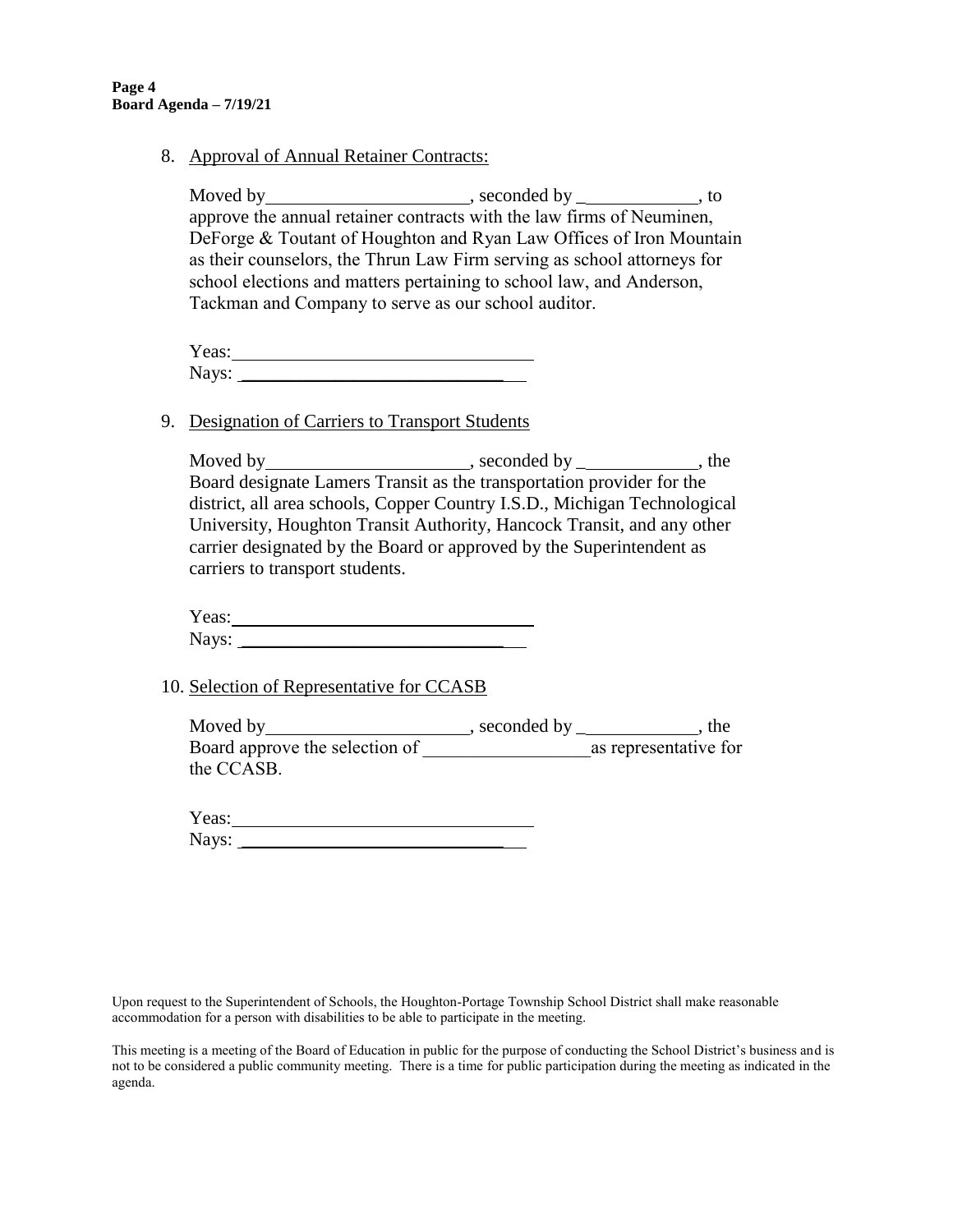8. Approval of Annual Retainer Contracts:

   Moved by______________________, seconded by _____________, to approve the annual retainer contracts with the law firms of Neuminen, DeForge & Toutant of Houghton and Ryan Law Offices of Iron Mountain as their counselors, the Thrun Law Firm serving as school attorneys for school elections and matters pertaining to school law, and Anderson, Tackman and Company to serve as our school auditor.

   Yeas:_________________________________

   Nays: _________________________________

9. Designation of Carriers to Transport Students

   Moved by______________________, seconded by _____________, the Board designate Lamers Transit as the transportation provider for the district, all area schools, Copper Country I.S.D., Michigan Technological University, Houghton Transit Authority, Hancock Transit, and any other carrier designated by the Board or approved by the Superintendent as carriers to transport students.

   Yeas:_________________________________

   Nays: _________________________________

10. Selection of Representative for CCASB

    Moved by______________________, seconded by _____________, the Board approve the selection of __________________as representative for the CCASB.

    Yeas:_________________________________

    Nays: _________________________________

Upon request to the Superintendent of Schools, the Houghton-Portage Township School District shall make reasonable accommodation for a person with disabilities to be able to participate in the meeting.

This meeting is a meeting of the Board of Education in public for the purpose of conducting the School District's business and is not to be considered a public community meeting. There is a time for public participation during the meeting as indicated in the agenda.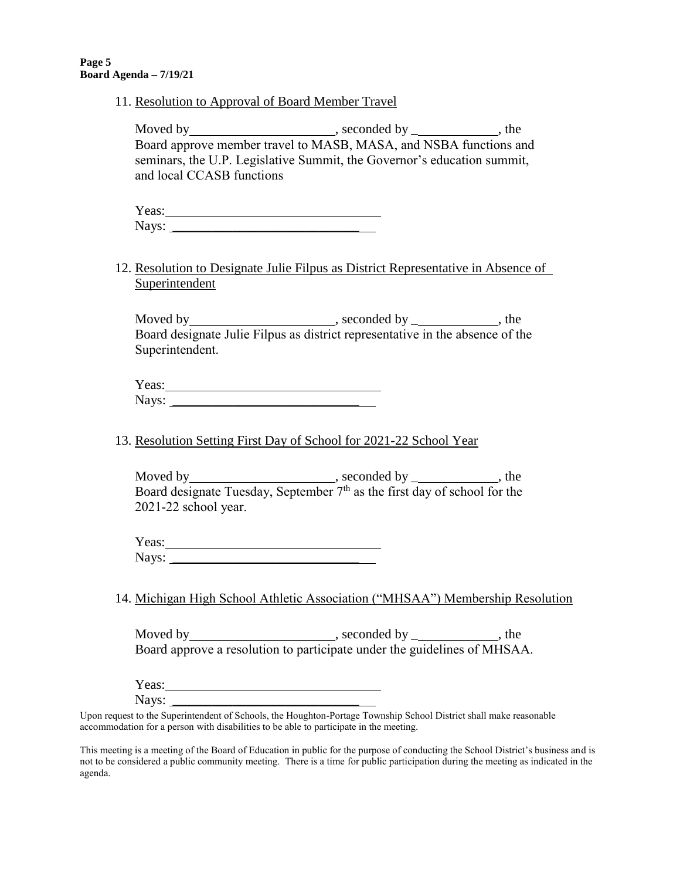11. Resolution to Approval of Board Member Travel

    Moved by______________________, seconded by _____________, the Board approve member travel to MASB, MASA, and NSBA functions and seminars, the U.P. Legislative Summit, the Governor's education summit, and local CCASB functions

    Yeas:_________________________________
    Nays: _________________________________

12. Resolution to Designate Julie Filpus as District Representative in Absence of Superintendent

    Moved by______________________, seconded by _____________, the Board designate Julie Filpus as district representative in the absence of the Superintendent.

    Yeas:_________________________________
    Nays: _________________________________

13. Resolution Setting First Day of School for 2021-22 School Year

    Moved by______________________, seconded by _____________, the Board designate Tuesday, September 7th as the first day of school for the 2021-22 school year.

    Yeas:_________________________________
    Nays: _________________________________

14. Michigan High School Athletic Association ("MHSAA") Membership Resolution

    Moved by______________________, seconded by _____________, the Board approve a resolution to participate under the guidelines of MHSAA.

    Yeas:_________________________________
    Nays: _________________________________

Upon request to the Superintendent of Schools, the Houghton-Portage Township School District shall make reasonable accommodation for a person with disabilities to be able to participate in the meeting.

This meeting is a meeting of the Board of Education in public for the purpose of conducting the School District's business and is not to be considered a public community meeting. There is a time for public participation during the meeting as indicated in the agenda.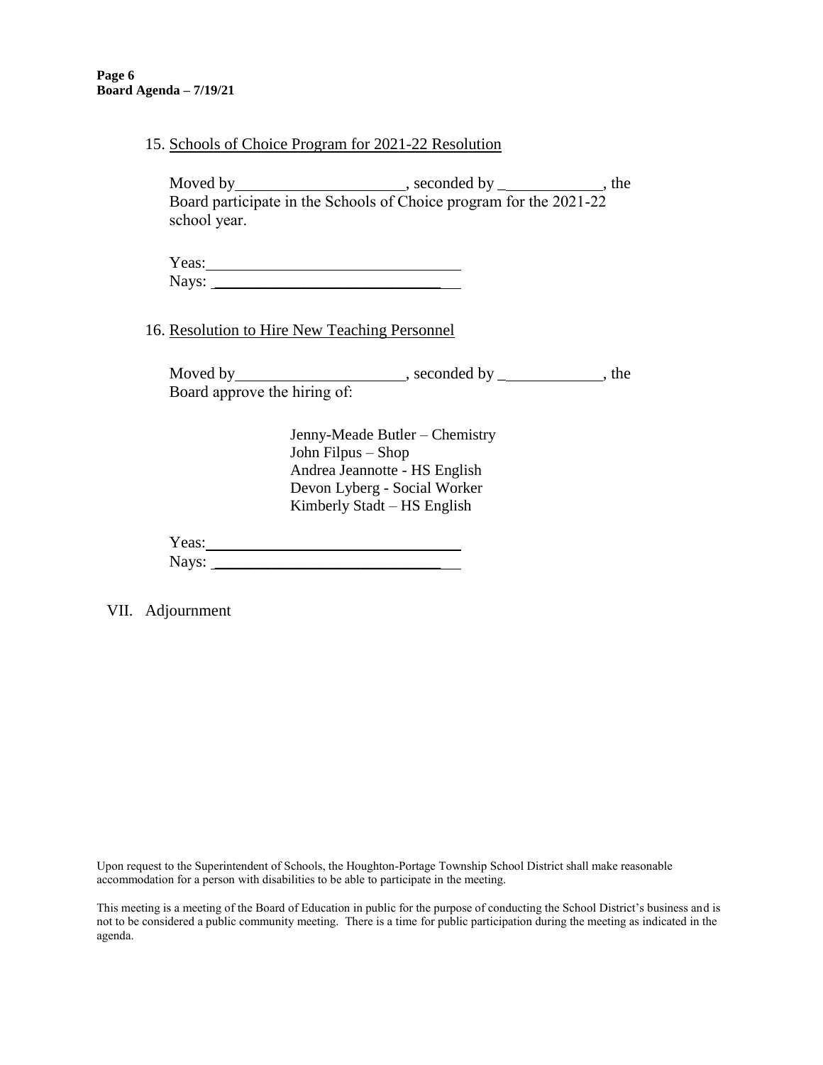15. Schools of Choice Program for 2021-22 Resolution

Moved by____________________, seconded by ____________, the Board participate in the Schools of Choice program for the 2021-22 school year.

Yeas:______________________________
Nays: ______________________________

16. Resolution to Hire New Teaching Personnel

Moved by____________________, seconded by ____________, the Board approve the hiring of:

Jenny-Meade Butler – Chemistry
John Filpus – Shop
Andrea Jeannotte - HS English
Devon Lyberg - Social Worker
Kimberly Stadt – HS English

Yeas:______________________________
Nays: ______________________________

VII. Adjournment

Upon request to the Superintendent of Schools, the Houghton-Portage Township School District shall make reasonable accommodation for a person with disabilities to be able to participate in the meeting.

This meeting is a meeting of the Board of Education in public for the purpose of conducting the School District's business and is not to be considered a public community meeting. There is a time for public participation during the meeting as indicated in the agenda.